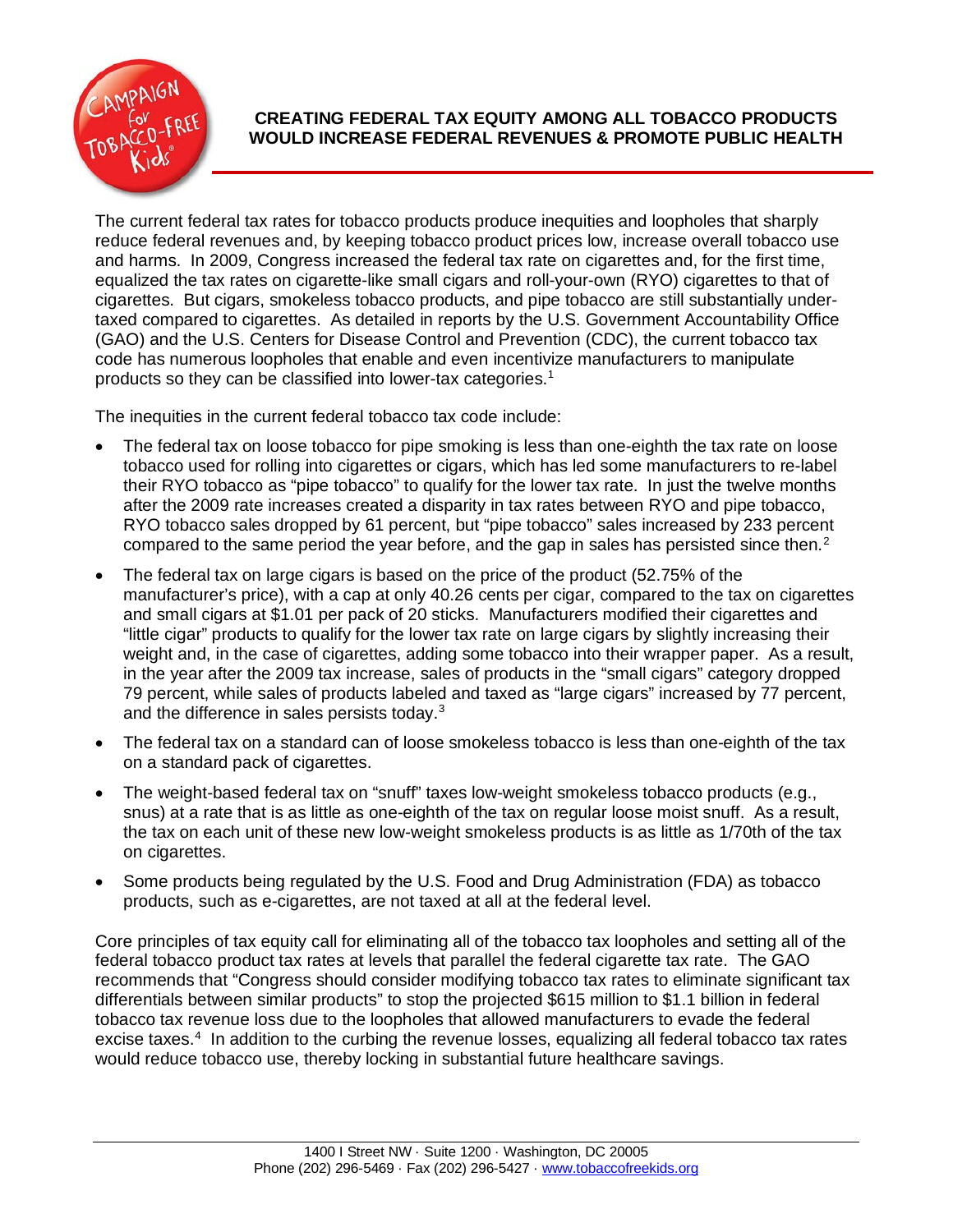# CREATING FEDERAL TAX EQUITY AMONG ALL TOBACCO PRODUCTS WOULD INCREASE FEDERAL REVENUES & PROMOTE PUBLIC HEALTH

The current federal tax rates for tobacco products produce inequities and loopholes that sharply reduce federal revenues and, by keeping tobacco product prices low, increase overall tobacco use and harms. In 2009, Congress increased the federal tax rate on cigarettes and, for the first time, equalized the tax rates on cigarette-like small cigars and roll-your-own (RYO) cigarettes to that of cigarettes. But cigars, smokeless tobacco products, and pipe tobacco are still substantially under-taxed compared to cigarettes. As detailed in reports by the U.S. Government Accountability Office (GAO) and the U.S. Centers for Disease Control and Prevention (CDC), the current tobacco tax code has numerous loopholes that enable and even incentivize manufacturers to manipulate products so they can be classified into lower-tax categories.[1]

The inequities in the current federal tobacco tax code include:

- The federal tax on loose tobacco for pipe smoking is less than one-eighth the tax rate on loose tobacco used for rolling into cigarettes or cigars, which has led some manufacturers to re-label their RYO tobacco as "pipe tobacco" to qualify for the lower tax rate. In just the twelve months after the 2009 rate increases created a disparity in tax rates between RYO and pipe tobacco, RYO tobacco sales dropped by 61 percent, but "pipe tobacco" sales increased by 233 percent compared to the same period the year before, and the gap in sales has persisted since then.[2]
- The federal tax on large cigars is based on the price of the product (52.75% of the manufacturer's price), with a cap at only 40.26 cents per cigar, compared to the tax on cigarettes and small cigars at $1.01 per pack of 20 sticks. Manufacturers modified their cigarettes and "little cigar" products to qualify for the lower tax rate on large cigars by slightly increasing their weight and, in the case of cigarettes, adding some tobacco into their wrapper paper. As a result, in the year after the 2009 tax increase, sales of products in the "small cigars" category dropped 79 percent, while sales of products labeled and taxed as "large cigars" increased by 77 percent, and the difference in sales persists today.[3]
- The federal tax on a standard can of loose smokeless tobacco is less than one-eighth of the tax on a standard pack of cigarettes.
- The weight-based federal tax on "snuff" taxes low-weight smokeless tobacco products (e.g., snus) at a rate that is as little as one-eighth of the tax on regular loose moist snuff. As a result, the tax on each unit of these new low-weight smokeless products is as little as 1/70th of the tax on cigarettes.
- Some products being regulated by the U.S. Food and Drug Administration (FDA) as tobacco products, such as e-cigarettes, are not taxed at all at the federal level.

Core principles of tax equity call for eliminating all of the tobacco tax loopholes and setting all of the federal tobacco product tax rates at levels that parallel the federal cigarette tax rate. The GAO recommends that "Congress should consider modifying tobacco tax rates to eliminate significant tax differentials between similar products" to stop the projected $615 million to $1.1 billion in federal tobacco tax revenue loss due to the loopholes that allowed manufacturers to evade the federal excise taxes.[4] In addition to the curbing the revenue losses, equalizing all federal tobacco tax rates would reduce tobacco use, thereby locking in substantial future healthcare savings.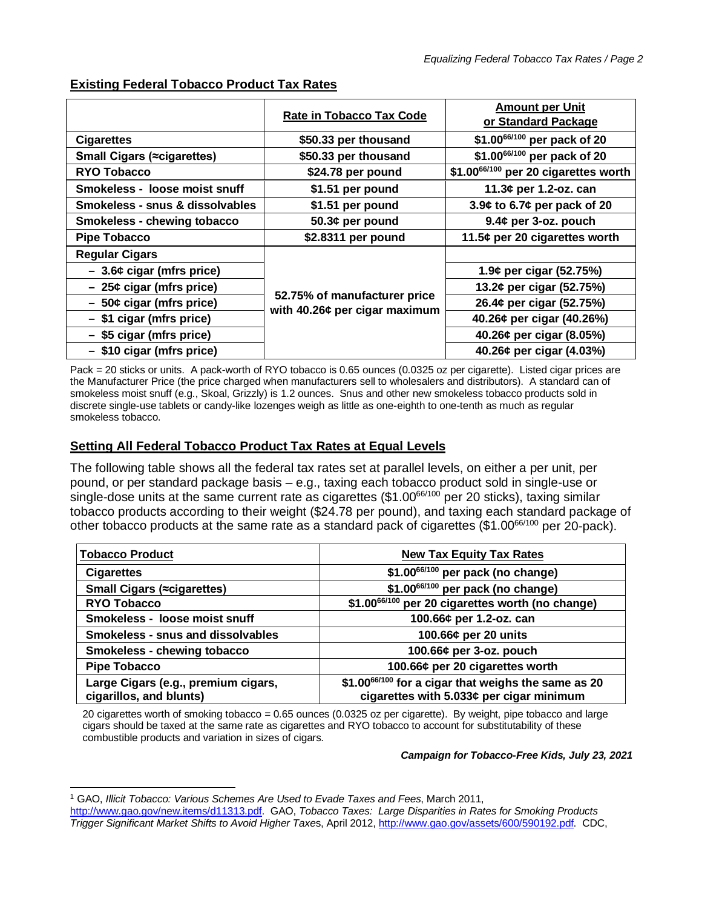## Existing Federal Tobacco Product Tax Rates

| | Rate in Tobacco Tax Code | Amount per Unit or Standard Package |
|---|---|---|
| **Cigarettes** | $50.33 per thousand | $1.00$^{66/100}$ per pack of 20 |
| **Small Cigars (≈cigarettes)** | $50.33 per thousand | $1.00$^{66/100}$ per pack of 20 |
| **RYO Tobacco** | $24.78 per pound | $1.00$^{66/100}$ per 20 cigarettes worth |
| **Smokeless - loose moist snuff** | $1.51 per pound | 11.3¢ per 1.2-oz. can |
| **Smokeless - snus & dissolvables** | $1.51 per pound | 3.9¢ to 6.7¢ per pack of 20 |
| **Smokeless - chewing tobacco** | 50.3¢ per pound | 9.4¢ per 3-oz. pouch |
| **Pipe Tobacco** | $2.8311 per pound | 11.5¢ per 20 cigarettes worth |
| **Regular Cigars** | 52.75% of manufacturer price with 40.26¢ per cigar maximum | |
| – 3.6¢ cigar (mfrs price) | | 1.9¢ per cigar (52.75%) |
| – 25¢ cigar (mfrs price) | | 13.2¢ per cigar (52.75%) |
| – 50¢ cigar (mfrs price) | | 26.4¢ per cigar (52.75%) |
| – $1 cigar (mfrs price) | | 40.26¢ per cigar (40.26%) |
| – $5 cigar (mfrs price) | | 40.26¢ per cigar (8.05%) |
| – $10 cigar (mfrs price) | | 40.26¢ per cigar (4.03%) |

Pack = 20 sticks or units. A pack-worth of RYO tobacco is 0.65 ounces (0.0325 oz per cigarette). Listed cigar prices are the Manufacturer Price (the price charged when manufacturers sell to wholesalers and distributors). A standard can of smokeless moist snuff (e.g., Skoal, Grizzly) is 1.2 ounces. Snus and other new smokeless tobacco products sold in discrete single-use tablets or candy-like lozenges weigh as little as one-eighth to one-tenth as much as regular smokeless tobacco.

## Setting All Federal Tobacco Product Tax Rates at Equal Levels

The following table shows all the federal tax rates set at parallel levels, on either a per unit, per pound, or per standard package basis – e.g., taxing each tobacco product sold in single-use or single-dose units at the same current rate as cigarettes ($1.00$^{66/100}$ per 20 sticks), taxing similar tobacco products according to their weight ($24.78 per pound), and taxing each standard package of other tobacco products at the same rate as a standard pack of cigarettes ($1.00$^{66/100}$ per 20-pack).

| Tobacco Product | New Tax Equity Tax Rates |
|---|---|
| **Cigarettes** | $1.00$^{66/100}$ per pack (no change) |
| **Small Cigars (≈cigarettes)** | $1.00$^{66/100}$ per pack (no change) |
| **RYO Tobacco** | $1.00$^{66/100}$ per 20 cigarettes worth (no change) |
| **Smokeless - loose moist snuff** | 100.66¢ per 1.2-oz. can |
| **Smokeless - snus and dissolvables** | 100.66¢ per 20 units |
| **Smokeless - chewing tobacco** | 100.66¢ per 3-oz. pouch |
| **Pipe Tobacco** | 100.66¢ per 20 cigarettes worth |
| **Large Cigars (e.g., premium cigars, cigarillos, and blunts)** | $1.00$^{66/100}$ for a cigar that weighs the same as 20 cigarettes with 5.033¢ per cigar minimum |

20 cigarettes worth of smoking tobacco = 0.65 ounces (0.0325 oz per cigarette). By weight, pipe tobacco and large cigars should be taxed at the same rate as cigarettes and RYO tobacco to account for substitutability of these combustible products and variation in sizes of cigars.

***Campaign for Tobacco-Free Kids, July 23, 2021***

[1] GAO, *Illicit Tobacco: Various Schemes Are Used to Evade Taxes and Fees*, March 2011, http://www.gao.gov/new.items/d11313.pdf. GAO, *Tobacco Taxes: Large Disparities in Rates for Smoking Products Trigger Significant Market Shifts to Avoid Higher Taxes*, April 2012, http://www.gao.gov/assets/600/590192.pdf. CDC,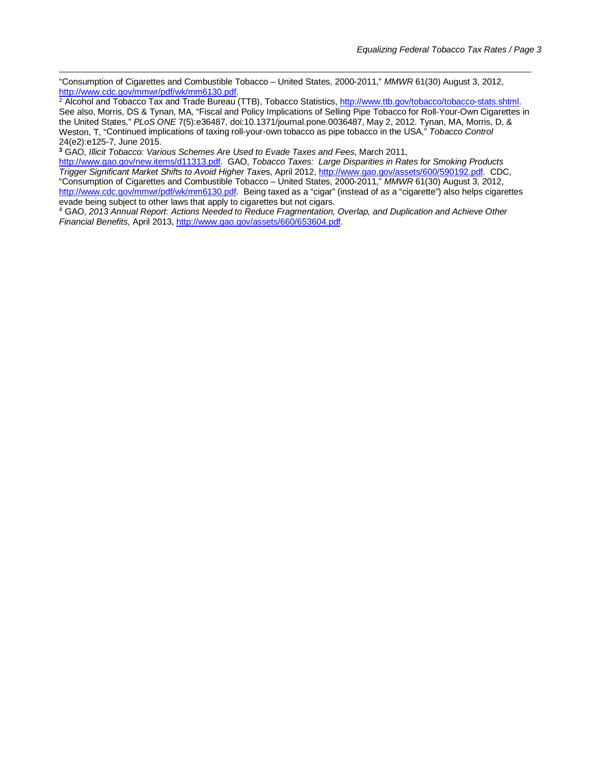"Consumption of Cigarettes and Combustible Tobacco – United States, 2000-2011," *MMWR* 61(30) August 3, 2012, http://www.cdc.gov/mmwr/pdf/wk/mm6130.pdf.

[2] Alcohol and Tobacco Tax and Trade Bureau (TTB), Tobacco Statistics, http://www.ttb.gov/tobacco/tobacco-stats.shtml. See also, Morris, DS & Tynan, MA, "Fiscal and Policy Implications of Selling Pipe Tobacco for Roll-Your-Own Cigarettes in the United States," *PLoS ONE* 7(5):e36487, doi:10.1371/journal.pone.0036487, May 2, 2012. Tynan, MA, Morris, D, & Weston, T, "Continued implications of taxing roll-your-own tobacco as pipe tobacco in the USA," *Tobacco Control* 24(e2):e125-7, June 2015.

[3] GAO, *Illicit Tobacco: Various Schemes Are Used to Evade Taxes and Fees*, March 2011, http://www.gao.gov/new.items/d11313.pdf. GAO, *Tobacco Taxes: Large Disparities in Rates for Smoking Products Trigger Significant Market Shifts to Avoid Higher Taxes*, April 2012, http://www.gao.gov/assets/600/590192.pdf. CDC, "Consumption of Cigarettes and Combustible Tobacco – United States, 2000-2011," *MMWR* 61(30) August 3, 2012, http://www.cdc.gov/mmwr/pdf/wk/mm6130.pdf. Being taxed as a "cigar" (instead of as a "cigarette") also helps cigarettes evade being subject to other laws that apply to cigarettes but not cigars.

[4] GAO, *2013 Annual Report: Actions Needed to Reduce Fragmentation, Overlap, and Duplication and Achieve Other Financial Benefits*, April 2013, http://www.gao.gov/assets/660/653604.pdf.